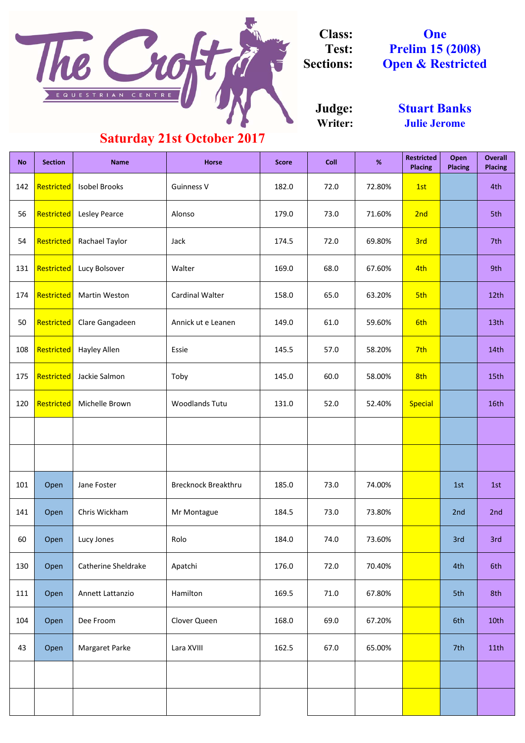# The Croft Equestrian Centre

**Saturday 21st October 2017**

**Class:** One
**Test:** Prelim 15 (2008)
**Sections:** Open & Restricted

**Judge:** Stuart Banks
**Writer:** Julie Jerome

| No | Section | Name | Horse | Score | Coll | % | Restricted Placing | Open Placing | Overall Placing |
|---|---|---|---|---|---|---|---|---|---|
| 142 | Restricted | Isobel Brooks | Guinness V | 182.0 | 72.0 | 72.80% | 1st | | 4th |
| 56 | Restricted | Lesley Pearce | Alonso | 179.0 | 73.0 | 71.60% | 2nd | | 5th |
| 54 | Restricted | Rachael Taylor | Jack | 174.5 | 72.0 | 69.80% | 3rd | | 7th |
| 131 | Restricted | Lucy Bolsover | Walter | 169.0 | 68.0 | 67.60% | 4th | | 9th |
| 174 | Restricted | Martin Weston | Cardinal Walter | 158.0 | 65.0 | 63.20% | 5th | | 12th |
| 50 | Restricted | Clare Gangadeen | Annick ut e Leanen | 149.0 | 61.0 | 59.60% | 6th | | 13th |
| 108 | Restricted | Hayley Allen | Essie | 145.5 | 57.0 | 58.20% | 7th | | 14th |
| 175 | Restricted | Jackie Salmon | Toby | 145.0 | 60.0 | 58.00% | 8th | | 15th |
| 120 | Restricted | Michelle Brown | Woodlands Tutu | 131.0 | 52.0 | 52.40% | Special | | 16th |
| | | | | | | | | | |
| | | | | | | | | | |
| 101 | Open | Jane Foster | Brecknock Breakthru | 185.0 | 73.0 | 74.00% | | 1st | 1st |
| 141 | Open | Chris Wickham | Mr Montague | 184.5 | 73.0 | 73.80% | | 2nd | 2nd |
| 60 | Open | Lucy Jones | Rolo | 184.0 | 74.0 | 73.60% | | 3rd | 3rd |
| 130 | Open | Catherine Sheldrake | Apatchi | 176.0 | 72.0 | 70.40% | | 4th | 6th |
| 111 | Open | Annett Lattanzio | Hamilton | 169.5 | 71.0 | 67.80% | | 5th | 8th |
| 104 | Open | Dee Froom | Clover Queen | 168.0 | 69.0 | 67.20% | | 6th | 10th |
| 43 | Open | Margaret Parke | Lara XVIII | 162.5 | 67.0 | 65.00% | | 7th | 11th |
| | | | | | | | | | |
| | | | | | | | | | |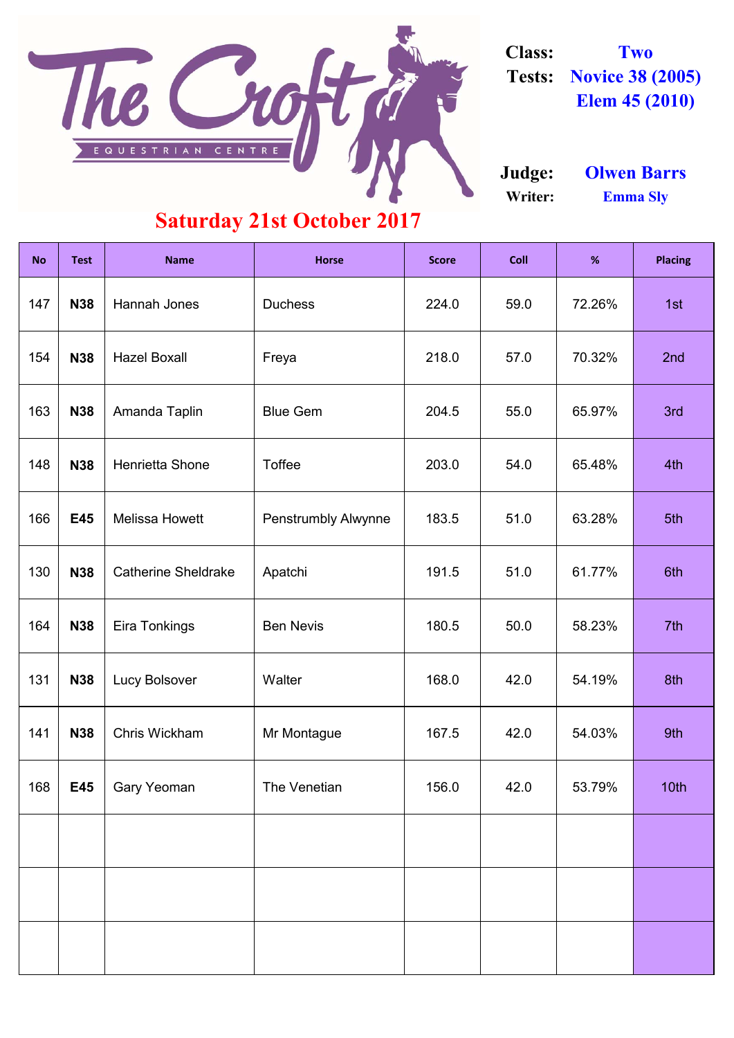# The Croft Equestrian Centre

**Class:** Two
**Tests:** Novice 38 (2005) Elem 45 (2010)

**Judge:** Olwen Barrs
**Writer:** Emma Sly

## Saturday 21st October 2017

| No | Test | Name | Horse | Score | Coll | % | Placing |
|---|---|---|---|---|---|---|---|
| 147 | N38 | Hannah Jones | Duchess | 224.0 | 59.0 | 72.26% | 1st |
| 154 | N38 | Hazel Boxall | Freya | 218.0 | 57.0 | 70.32% | 2nd |
| 163 | N38 | Amanda Taplin | Blue Gem | 204.5 | 55.0 | 65.97% | 3rd |
| 148 | N38 | Henrietta Shone | Toffee | 203.0 | 54.0 | 65.48% | 4th |
| 166 | E45 | Melissa Howett | Penstrumbly Alwynne | 183.5 | 51.0 | 63.28% | 5th |
| 130 | N38 | Catherine Sheldrake | Apatchi | 191.5 | 51.0 | 61.77% | 6th |
| 164 | N38 | Eira Tonkings | Ben Nevis | 180.5 | 50.0 | 58.23% | 7th |
| 131 | N38 | Lucy Bolsover | Walter | 168.0 | 42.0 | 54.19% | 8th |
| 141 | N38 | Chris Wickham | Mr Montague | 167.5 | 42.0 | 54.03% | 9th |
| 168 | E45 | Gary Yeoman | The Venetian | 156.0 | 42.0 | 53.79% | 10th |
| | | | | | | | |
| | | | | | | | |
| | | | | | | | |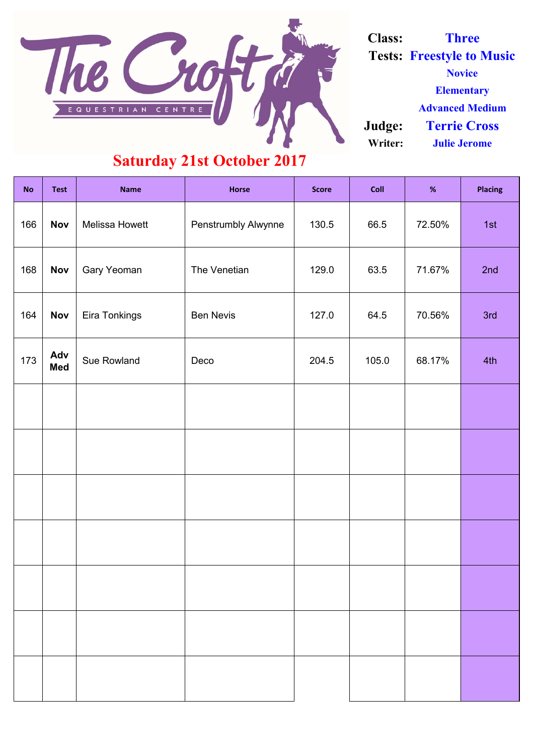The Croft Equestrian Centre

**Class:** Three

**Tests:** Freestyle to Music
Novice
Elementary
Advanced Medium

**Judge:** Terrie Cross

**Writer:** Julie Jerome

## Saturday 21st October 2017

| No | Test | Name | Horse | Score | Coll | % | Placing |
|---|---|---|---|---|---|---|---|
| 166 | **Nov** | Melissa Howett | Penstrumbly Alwynne | 130.5 | 66.5 | 72.50% | 1st |
| 168 | **Nov** | Gary Yeoman | The Venetian | 129.0 | 63.5 | 71.67% | 2nd |
| 164 | **Nov** | Eira Tonkings | Ben Nevis | 127.0 | 64.5 | 70.56% | 3rd |
| 173 | **Adv Med** | Sue Rowland | Deco | 204.5 | 105.0 | 68.17% | 4th |